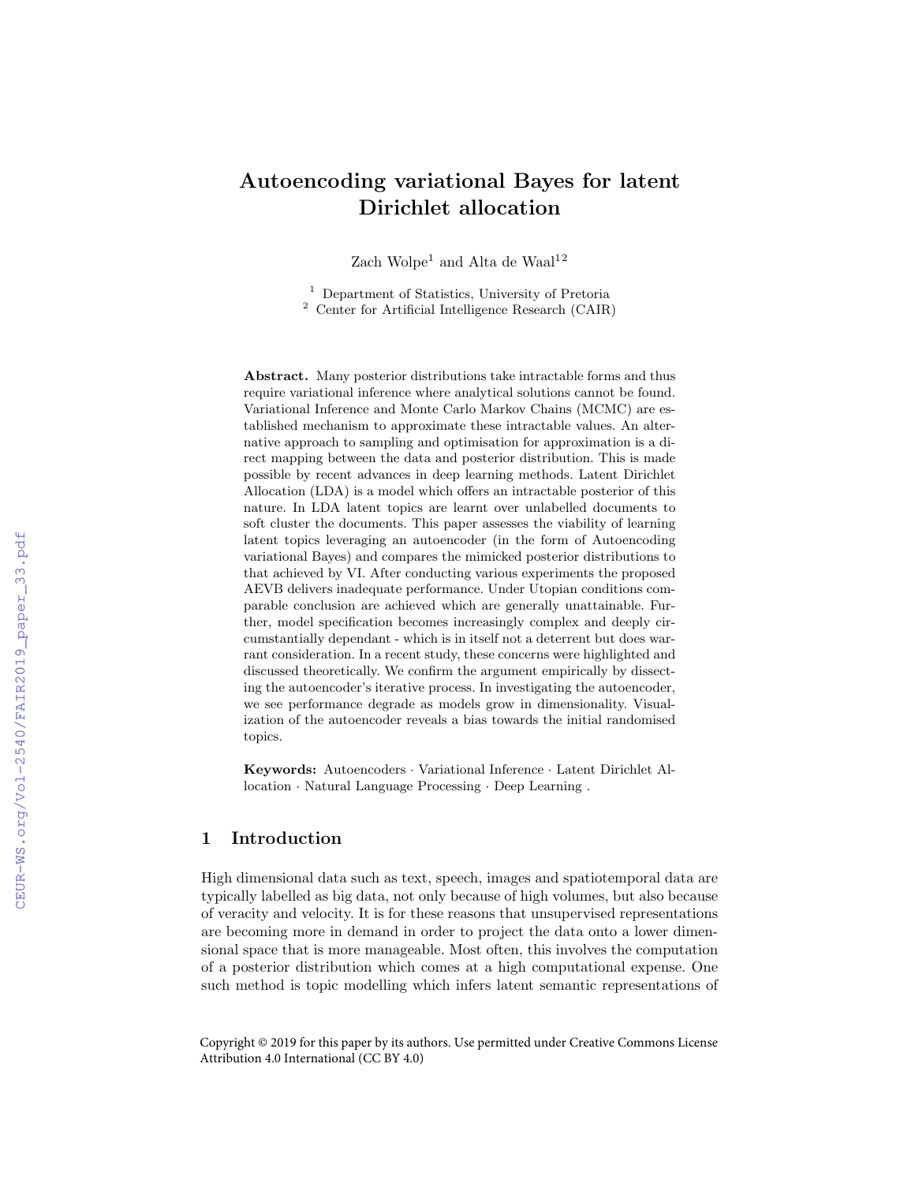# Autoencoding variational Bayes for latent Dirichlet allocation

Zach Wolpe[1] and Alta de Waal[1,2]

[1] Department of Statistics, University of Pretoria
[2] Center for Artificial Intelligence Research (CAIR)

**Abstract.** Many posterior distributions take intractable forms and thus require variational inference where analytical solutions cannot be found. Variational Inference and Monte Carlo Markov Chains (MCMC) are established mechanism to approximate these intractable values. An alternative approach to sampling and optimisation for approximation is a direct mapping between the data and posterior distribution. This is made possible by recent advances in deep learning methods. Latent Dirichlet Allocation (LDA) is a model which offers an intractable posterior of this nature. In LDA latent topics are learnt over unlabelled documents to soft cluster the documents. This paper assesses the viability of learning latent topics leveraging an autoencoder (in the form of Autoencoding variational Bayes) and compares the mimicked posterior distributions to that achieved by VI. After conducting various experiments the proposed AEVB delivers inadequate performance. Under Utopian conditions comparable conclusion are achieved which are generally unattainable. Further, model specification becomes increasingly complex and deeply circumstantially dependant - which is in itself not a deterrent but does warrant consideration. In a recent study, these concerns were highlighted and discussed theoretically. We confirm the argument empirically by dissecting the autoencoder's iterative process. In investigating the autoencoder, we see performance degrade as models grow in dimensionality. Visualization of the autoencoder reveals a bias towards the initial randomised topics.

**Keywords:** Autoencoders · Variational Inference · Latent Dirichlet Allocation · Natural Language Processing · Deep Learning .

## 1 Introduction

High dimensional data such as text, speech, images and spatiotemporal data are typically labelled as big data, not only because of high volumes, but also because of veracity and velocity. It is for these reasons that unsupervised representations are becoming more in demand in order to project the data onto a lower dimensional space that is more manageable. Most often, this involves the computation of a posterior distribution which comes at a high computational expense. One such method is topic modelling which infers latent semantic representations of

Copyright © 2019 for this paper by its authors. Use permitted under Creative Commons License Attribution 4.0 International (CC BY 4.0)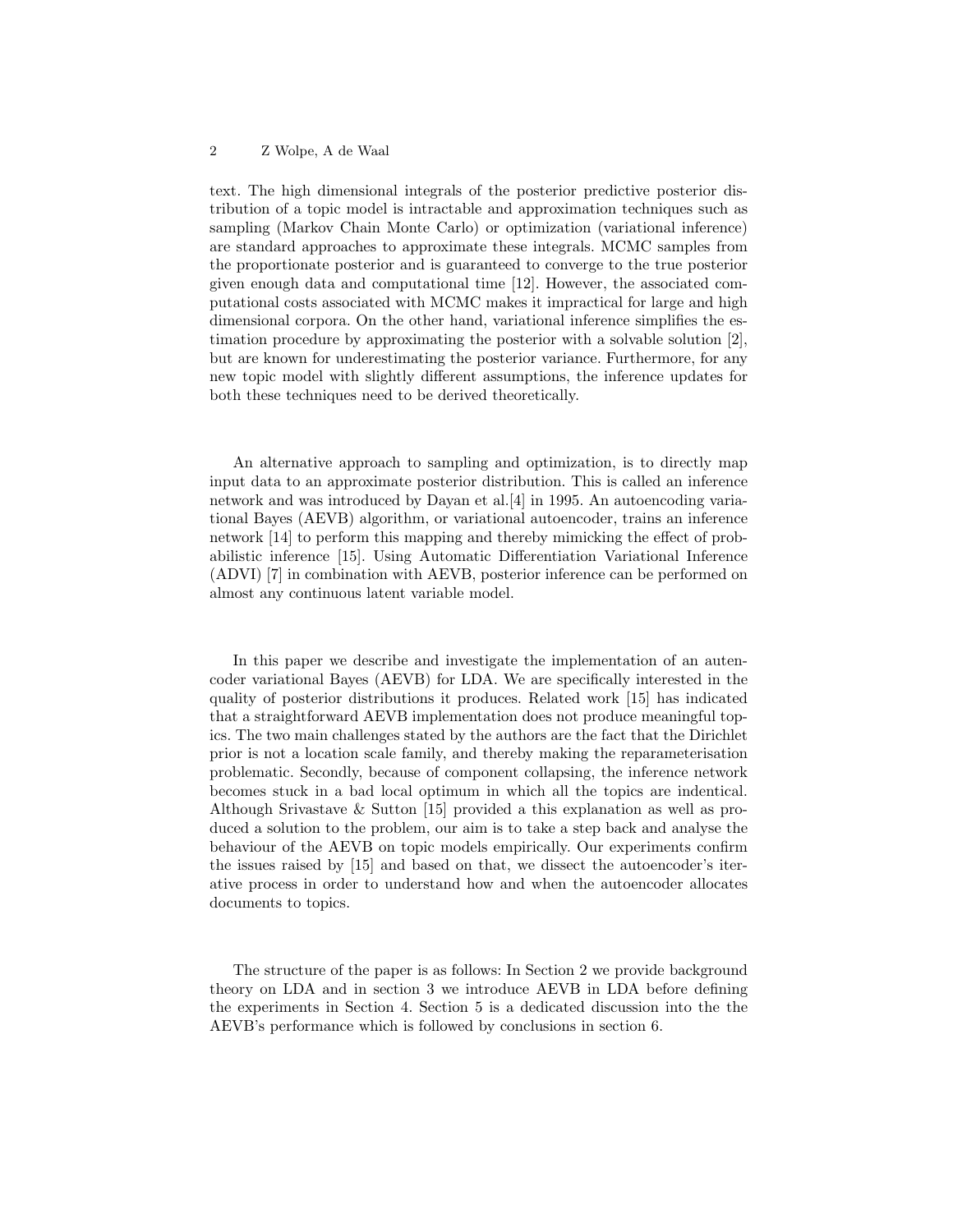text. The high dimensional integrals of the posterior predictive posterior distribution of a topic model is intractable and approximation techniques such as sampling (Markov Chain Monte Carlo) or optimization (variational inference) are standard approaches to approximate these integrals. MCMC samples from the proportionate posterior and is guaranteed to converge to the true posterior given enough data and computational time [12]. However, the associated computational costs associated with MCMC makes it impractical for large and high dimensional corpora. On the other hand, variational inference simplifies the estimation procedure by approximating the posterior with a solvable solution [2], but are known for underestimating the posterior variance. Furthermore, for any new topic model with slightly different assumptions, the inference updates for both these techniques need to be derived theoretically.

An alternative approach to sampling and optimization, is to directly map input data to an approximate posterior distribution. This is called an inference network and was introduced by Dayan et al.[4] in 1995. An autoencoding variational Bayes (AEVB) algorithm, or variational autoencoder, trains an inference network [14] to perform this mapping and thereby mimicking the effect of probabilistic inference [15]. Using Automatic Differentiation Variational Inference (ADVI) [7] in combination with AEVB, posterior inference can be performed on almost any continuous latent variable model.

In this paper we describe and investigate the implementation of an autencoder variational Bayes (AEVB) for LDA. We are specifically interested in the quality of posterior distributions it produces. Related work [15] has indicated that a straightforward AEVB implementation does not produce meaningful topics. The two main challenges stated by the authors are the fact that the Dirichlet prior is not a location scale family, and thereby making the reparameterisation problematic. Secondly, because of component collapsing, the inference network becomes stuck in a bad local optimum in which all the topics are indentical. Although Srivastave & Sutton [15] provided a this explanation as well as produced a solution to the problem, our aim is to take a step back and analyse the behaviour of the AEVB on topic models empirically. Our experiments confirm the issues raised by [15] and based on that, we dissect the autoencoder's iterative process in order to understand how and when the autoencoder allocates documents to topics.

The structure of the paper is as follows: In Section 2 we provide background theory on LDA and in section 3 we introduce AEVB in LDA before defining the experiments in Section 4. Section 5 is a dedicated discussion into the the AEVB's performance which is followed by conclusions in section 6.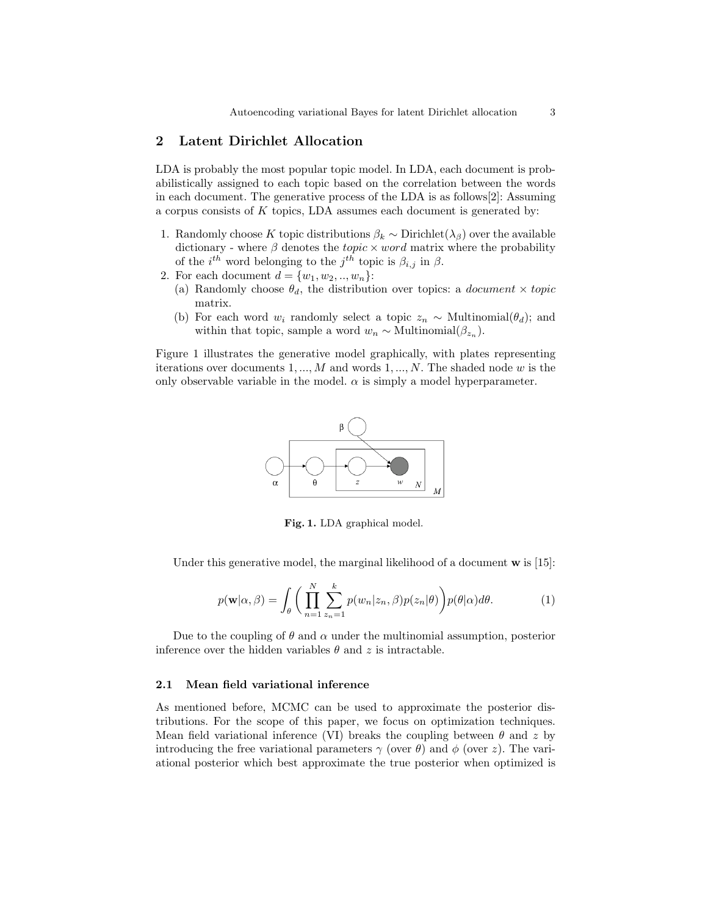## 2 Latent Dirichlet Allocation

LDA is probably the most popular topic model. In LDA, each document is probabilistically assigned to each topic based on the correlation between the words in each document. The generative process of the LDA is as follows[2]: Assuming a corpus consists of $K$ topics, LDA assumes each document is generated by:

1. Randomly choose $K$ topic distributions $\beta_k \sim \text{Dirichlet}(\lambda_\beta)$ over the available dictionary - where $\beta$ denotes the *topic* $\times$ *word* matrix where the probability of the $i^{th}$ word belonging to the $j^{th}$ topic is $\beta_{i,j}$ in $\beta$.
2. For each document $d = \{w_1, w_2, .., w_n\}$:
   (a) Randomly choose $\theta_d$, the distribution over topics: a *document* $\times$ *topic* matrix.
   (b) For each word $w_i$ randomly select a topic $z_n \sim \text{Multinomial}(\theta_d)$; and within that topic, sample a word $w_n \sim \text{Multinomial}(\beta_{z_n})$.

Figure 1 illustrates the generative model graphically, with plates representing iterations over documents $1, ..., M$ and words $1, ..., N$. The shaded node $w$ is the only observable variable in the model. $\alpha$ is simply a model hyperparameter.

**Fig. 1.** LDA graphical model.

Under this generative model, the marginal likelihood of a document $\mathbf{w}$ is [15]:

$$p(\mathbf{w}|\alpha, \beta) = \int_\theta \Bigg( \prod_{n=1}^{N} \sum_{z_n=1}^{k} p(w_n|z_n, \beta) p(z_n|\theta) \Bigg) p(\theta|\alpha) d\theta. \tag{1}$$

Due to the coupling of $\theta$ and $\alpha$ under the multinomial assumption, posterior inference over the hidden variables $\theta$ and $z$ is intractable.

### 2.1 Mean field variational inference

As mentioned before, MCMC can be used to approximate the posterior distributions. For the scope of this paper, we focus on optimization techniques. Mean field variational inference (VI) breaks the coupling between $\theta$ and $z$ by introducing the free variational parameters $\gamma$ (over $\theta$) and $\phi$ (over $z$). The variational posterior which best approximate the true posterior when optimized is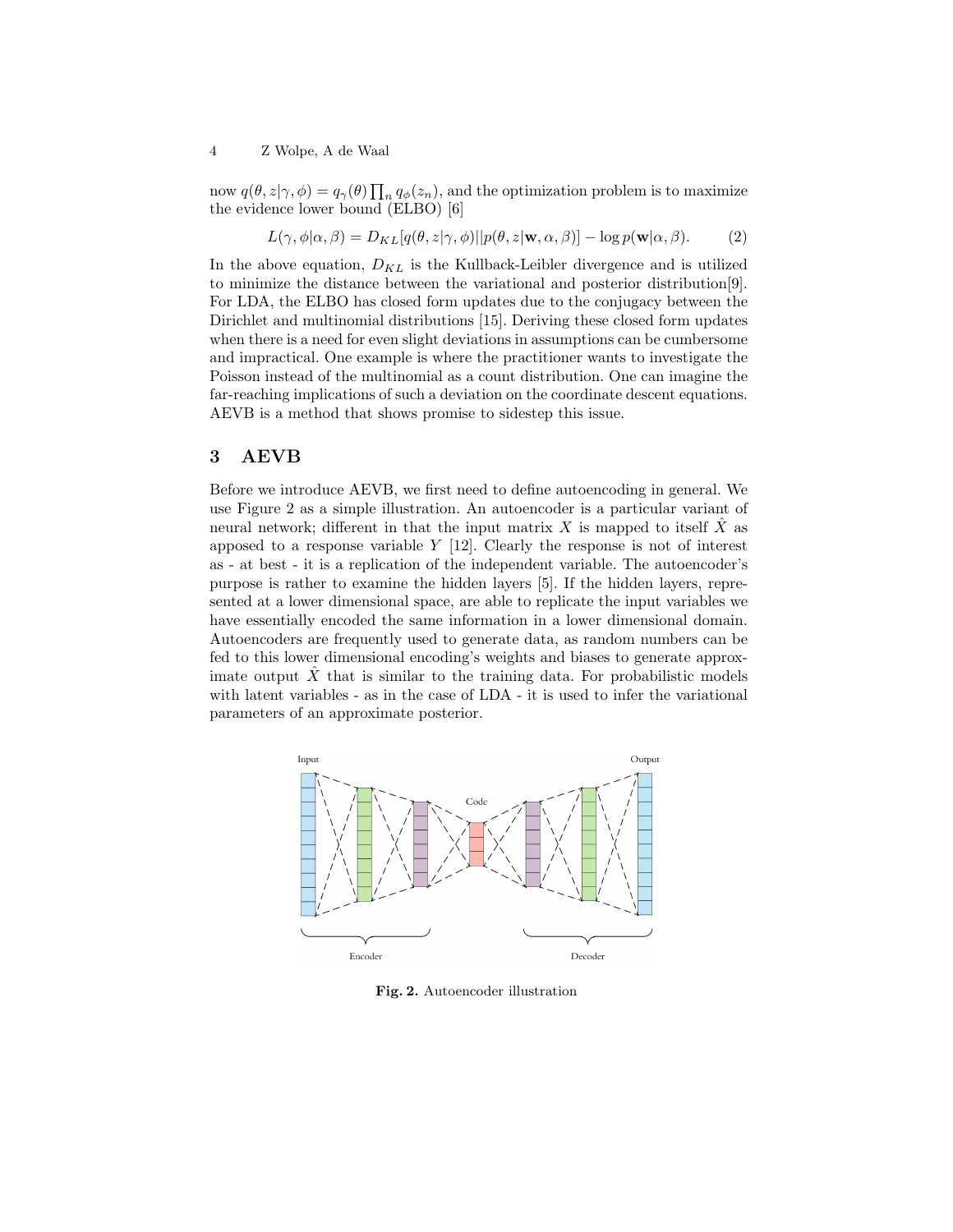now $q(\theta, z|\gamma, \phi) = q_\gamma(\theta) \prod_n q_\phi(z_n)$, and the optimization problem is to maximize the evidence lower bound (ELBO) [6]

$$L(\gamma, \phi|\alpha, \beta) = D_{KL}[q(\theta, z|\gamma, \phi)||p(\theta, z|\mathbf{w}, \alpha, \beta)] - \log p(\mathbf{w}|\alpha, \beta). \tag{2}$$

In the above equation, $D_{KL}$ is the Kullback-Leibler divergence and is utilized to minimize the distance between the variational and posterior distribution[9]. For LDA, the ELBO has closed form updates due to the conjugacy between the Dirichlet and multinomial distributions [15]. Deriving these closed form updates when there is a need for even slight deviations in assumptions can be cumbersome and impractical. One example is where the practitioner wants to investigate the Poisson instead of the multinomial as a count distribution. One can imagine the far-reaching implications of such a deviation on the coordinate descent equations. AEVB is a method that shows promise to sidestep this issue.

## 3 AEVB

Before we introduce AEVB, we first need to define autoencoding in general. We use Figure 2 as a simple illustration. An autoencoder is a particular variant of neural network; different in that the input matrix $X$ is mapped to itself $\hat{X}$ as apposed to a response variable $Y$ [12]. Clearly the response is not of interest as - at best - it is a replication of the independent variable. The autoencoder's purpose is rather to examine the hidden layers [5]. If the hidden layers, represented at a lower dimensional space, are able to replicate the input variables we have essentially encoded the same information in a lower dimensional domain. Autoencoders are frequently used to generate data, as random numbers can be fed to this lower dimensional encoding's weights and biases to generate approximate output $\hat{X}$ that is similar to the training data. For probabilistic models with latent variables - as in the case of LDA - it is used to infer the variational parameters of an approximate posterior.

Input | Code | Output | Encoder | Decoder

**Fig. 2.** Autoencoder illustration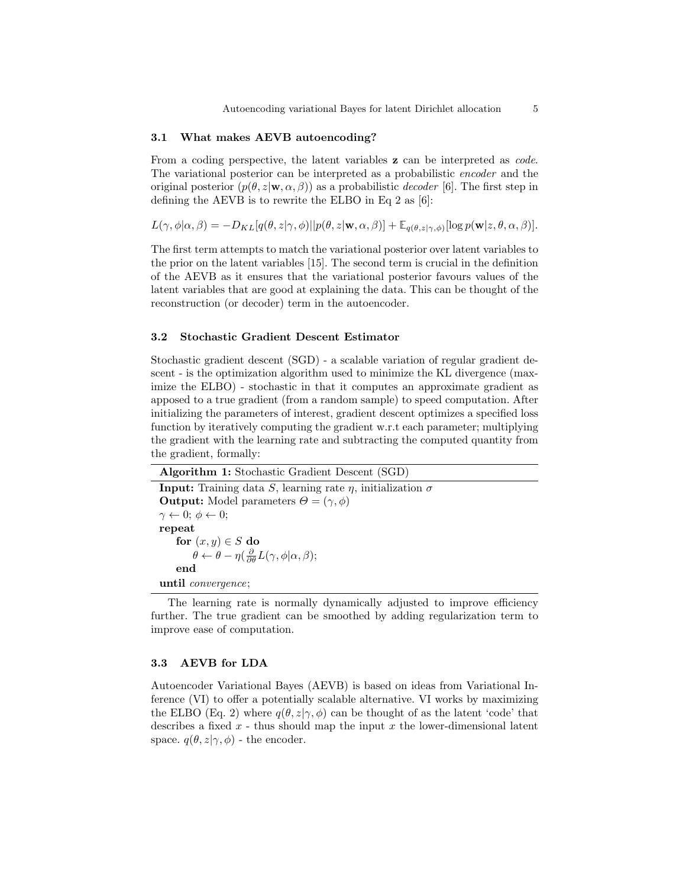### 3.1 What makes AEVB autoencoding?

From a coding perspective, the latent variables $\mathbf{z}$ can be interpreted as *code*. The variational posterior can be interpreted as a probabilistic *encoder* and the original posterior ($p(\theta, z|\mathbf{w}, \alpha, \beta)$) as a probabilistic *decoder* [6]. The first step in defining the AEVB is to rewrite the ELBO in Eq 2 as [6]:

$$L(\gamma, \phi|\alpha, \beta) = -D_{KL}[q(\theta, z|\gamma, \phi)||p(\theta, z|\mathbf{w}, \alpha, \beta)] + \mathbb{E}_{q(\theta,z|\gamma,\phi)}[\log p(\mathbf{w}|z, \theta, \alpha, \beta)].$$

The first term attempts to match the variational posterior over latent variables to the prior on the latent variables [15]. The second term is crucial in the definition of the AEVB as it ensures that the variational posterior favours values of the latent variables that are good at explaining the data. This can be thought of the reconstruction (or decoder) term in the autoencoder.

### 3.2 Stochastic Gradient Descent Estimator

Stochastic gradient descent (SGD) - a scalable variation of regular gradient descent - is the optimization algorithm used to minimize the KL divergence (maximize the ELBO) - stochastic in that it computes an approximate gradient as apposed to a true gradient (from a random sample) to speed computation. After initializing the parameters of interest, gradient descent optimizes a specified loss function by iteratively computing the gradient w.r.t each parameter; multiplying the gradient with the learning rate and subtracting the computed quantity from the gradient, formally:

**Algorithm 1:** Stochastic Gradient Descent (SGD)

**Input:** Training data $S$, learning rate $\eta$, initialization $\sigma$
**Output:** Model parameters $\Theta = (\gamma, \phi)$
$\gamma \leftarrow 0$; $\phi \leftarrow 0$;
**repeat**
  **for** $(x, y) \in S$ **do**
    $\theta \leftarrow \theta - \eta(\frac{\partial}{\partial \theta} L(\gamma, \phi|\alpha, \beta)$;
  **end**
**until** *convergence*;

The learning rate is normally dynamically adjusted to improve efficiency further. The true gradient can be smoothed by adding regularization term to improve ease of computation.

### 3.3 AEVB for LDA

Autoencoder Variational Bayes (AEVB) is based on ideas from Variational Inference (VI) to offer a potentially scalable alternative. VI works by maximizing the ELBO (Eq. 2) where $q(\theta, z|\gamma, \phi)$ can be thought of as the latent 'code' that describes a fixed $x$ - thus should map the input $x$ the lower-dimensional latent space. $q(\theta, z|\gamma, \phi)$ - the encoder.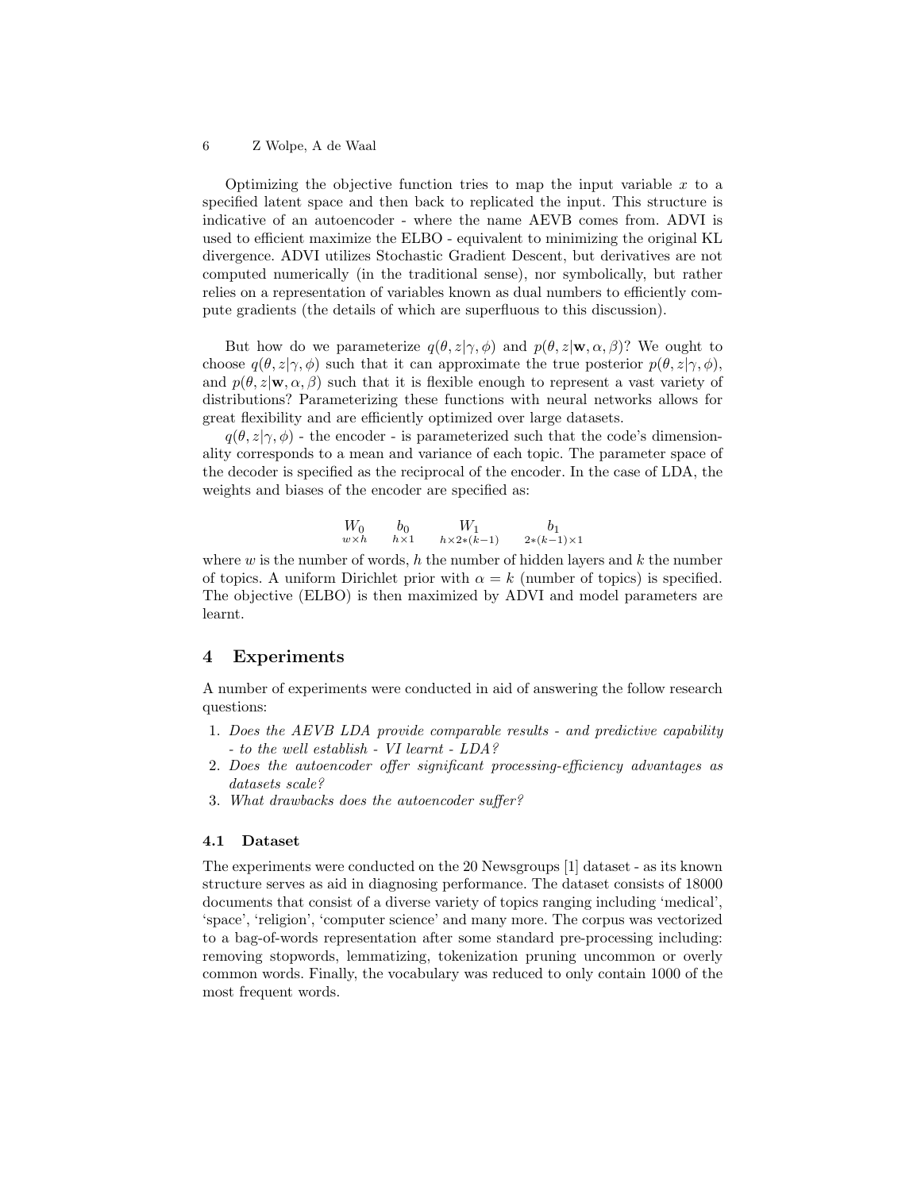Optimizing the objective function tries to map the input variable $x$ to a specified latent space and then back to replicated the input. This structure is indicative of an autoencoder - where the name AEVB comes from. ADVI is used to efficient maximize the ELBO - equivalent to minimizing the original KL divergence. ADVI utilizes Stochastic Gradient Descent, but derivatives are not computed numerically (in the traditional sense), nor symbolically, but rather relies on a representation of variables known as dual numbers to efficiently compute gradients (the details of which are superfluous to this discussion).

But how do we parameterize $q(\theta, z|\gamma, \phi)$ and $p(\theta, z|\mathbf{w}, \alpha, \beta)$? We ought to choose $q(\theta, z|\gamma, \phi)$ such that it can approximate the true posterior $p(\theta, z|\gamma, \phi)$, and $p(\theta, z|\mathbf{w}, \alpha, \beta)$ such that it is flexible enough to represent a vast variety of distributions? Parameterizing these functions with neural networks allows for great flexibility and are efficiently optimized over large datasets.

$q(\theta, z|\gamma, \phi)$ - the encoder - is parameterized such that the code's dimensionality corresponds to a mean and variance of each topic. The parameter space of the decoder is specified as the reciprocal of the encoder. In the case of LDA, the weights and biases of the encoder are specified as:

$$\underset{w \times h}{W_0} \qquad \underset{h \times 1}{b_0} \qquad \underset{h \times 2*(k-1)}{W_1} \qquad \underset{2*(k-1) \times 1}{b_1}$$

where $w$ is the number of words, $h$ the number of hidden layers and $k$ the number of topics. A uniform Dirichlet prior with $\alpha = k$ (number of topics) is specified. The objective (ELBO) is then maximized by ADVI and model parameters are learnt.

## 4 Experiments

A number of experiments were conducted in aid of answering the follow research questions:

1. *Does the AEVB LDA provide comparable results - and predictive capability - to the well establish - VI learnt - LDA?*
2. *Does the autoencoder offer significant processing-efficiency advantages as datasets scale?*
3. *What drawbacks does the autoencoder suffer?*

### 4.1 Dataset

The experiments were conducted on the 20 Newsgroups [1] dataset - as its known structure serves as aid in diagnosing performance. The dataset consists of 18000 documents that consist of a diverse variety of topics ranging including 'medical', 'space', 'religion', 'computer science' and many more. The corpus was vectorized to a bag-of-words representation after some standard pre-processing including: removing stopwords, lemmatizing, tokenization pruning uncommon or overly common words. Finally, the vocabulary was reduced to only contain 1000 of the most frequent words.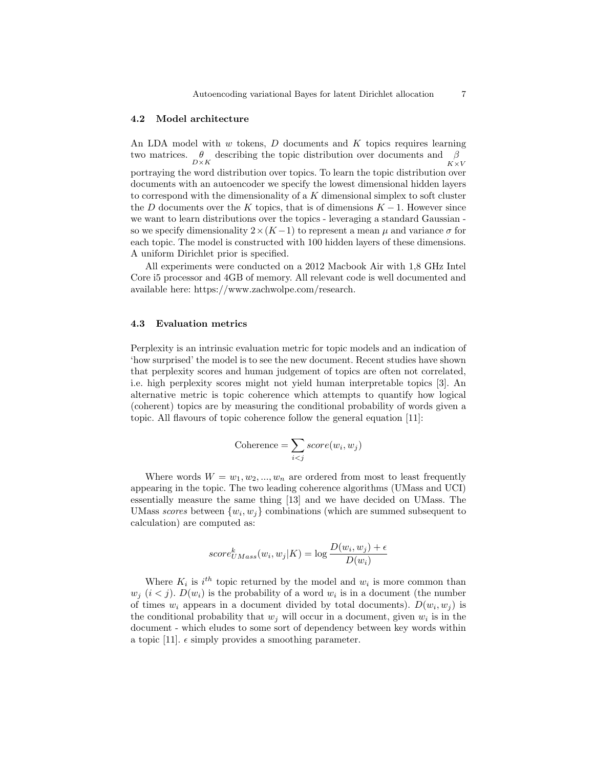### 4.2 Model architecture

An LDA model with $w$ tokens, $D$ documents and $K$ topics requires learning two matrices. $\underset{D \times K}{\theta}$ describing the topic distribution over documents and $\underset{K \times V}{\beta}$ portraying the word distribution over topics. To learn the topic distribution over documents with an autoencoder we specify the lowest dimensional hidden layers to correspond with the dimensionality of a $K$ dimensional simplex to soft cluster the $D$ documents over the $K$ topics, that is of dimensions $K-1$. However since we want to learn distributions over the topics - leveraging a standard Gaussian - so we specify dimensionality $2 \times (K-1)$ to represent a mean $\mu$ and variance $\sigma$ for each topic. The model is constructed with 100 hidden layers of these dimensions. A uniform Dirichlet prior is specified.

All experiments were conducted on a 2012 Macbook Air with 1,8 GHz Intel Core i5 processor and 4GB of memory. All relevant code is well documented and available here: https://www.zachwolpe.com/research.

### 4.3 Evaluation metrics

Perplexity is an intrinsic evaluation metric for topic models and an indication of 'how surprised' the model is to see the new document. Recent studies have shown that perplexity scores and human judgement of topics are often not correlated, i.e. high perplexity scores might not yield human interpretable topics [3]. An alternative metric is topic coherence which attempts to quantify how logical (coherent) topics are by measuring the conditional probability of words given a topic. All flavours of topic coherence follow the general equation [11]:

$$\text{Coherence} = \sum_{i<j} score(w_i, w_j)$$

Where words $W = w_1, w_2, ..., w_n$ are ordered from most to least frequently appearing in the topic. The two leading coherence algorithms (UMass and UCI) essentially measure the same thing [13] and we have decided on UMass. The UMass *scores* between $\{w_i, w_j\}$ combinations (which are summed subsequent to calculation) are computed as:

$$score^{k}_{UMass}(w_i, w_j | K) = \log \frac{D(w_i, w_j) + \epsilon}{D(w_i)}$$

Where $K_i$ is $i^{th}$ topic returned by the model and $w_i$ is more common than $w_j$ ($i < j$). $D(w_i)$ is the probability of a word $w_i$ is in a document (the number of times $w_i$ appears in a document divided by total documents). $D(w_i, w_j)$ is the conditional probability that $w_j$ will occur in a document, given $w_i$ is in the document - which eludes to some sort of dependency between key words within a topic [11]. $\epsilon$ simply provides a smoothing parameter.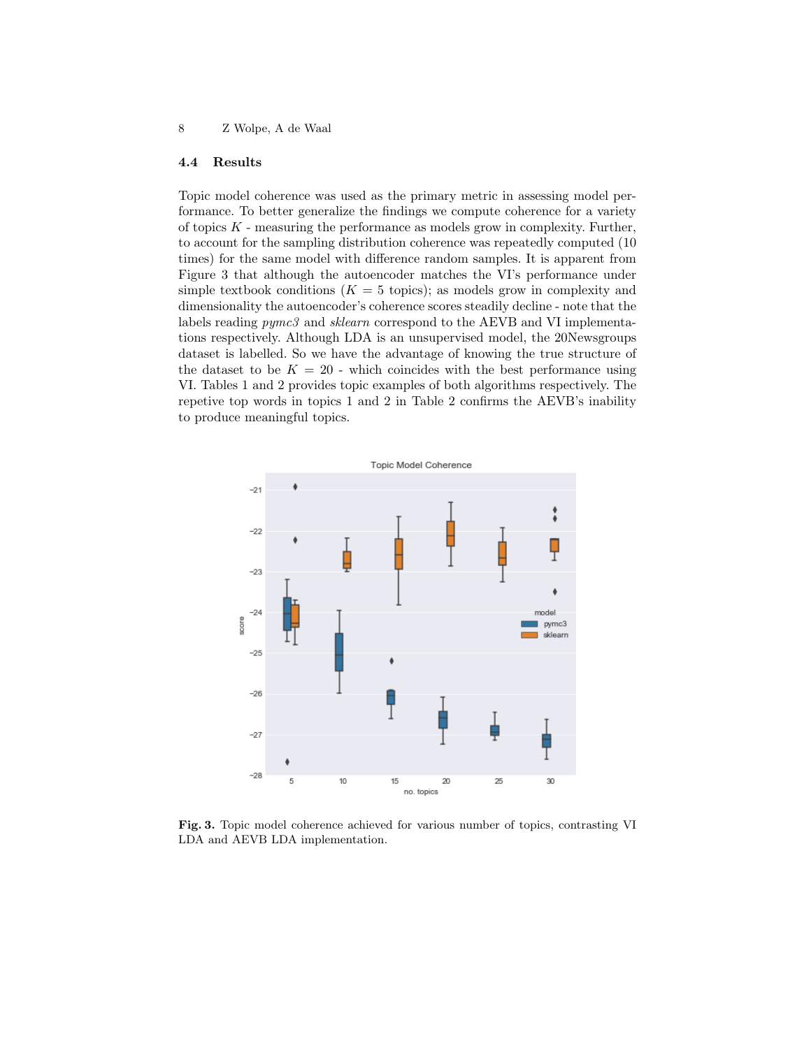### 4.4 Results

Topic model coherence was used as the primary metric in assessing model performance. To better generalize the findings we compute coherence for a variety of topics $K$ - measuring the performance as models grow in complexity. Further, to account for the sampling distribution coherence was repeatedly computed (10 times) for the same model with difference random samples. It is apparent from Figure 3 that although the autoencoder matches the VI's performance under simple textbook conditions ($K = 5$ topics); as models grow in complexity and dimensionality the autoencoder's coherence scores steadily decline - note that the labels reading *pymc3* and *sklearn* correspond to the AEVB and VI implementations respectively. Although LDA is an unsupervised model, the 20Newsgroups dataset is labelled. So we have the advantage of knowing the true structure of the dataset to be $K = 20$ - which coincides with the best performance using VI. Tables 1 and 2 provides topic examples of both algorithms respectively. The repetive top words in topics 1 and 2 in Table 2 confirms the AEVB's inability to produce meaningful topics.

**Fig. 3.** Topic model coherence achieved for various number of topics, contrasting VI LDA and AEVB LDA implementation.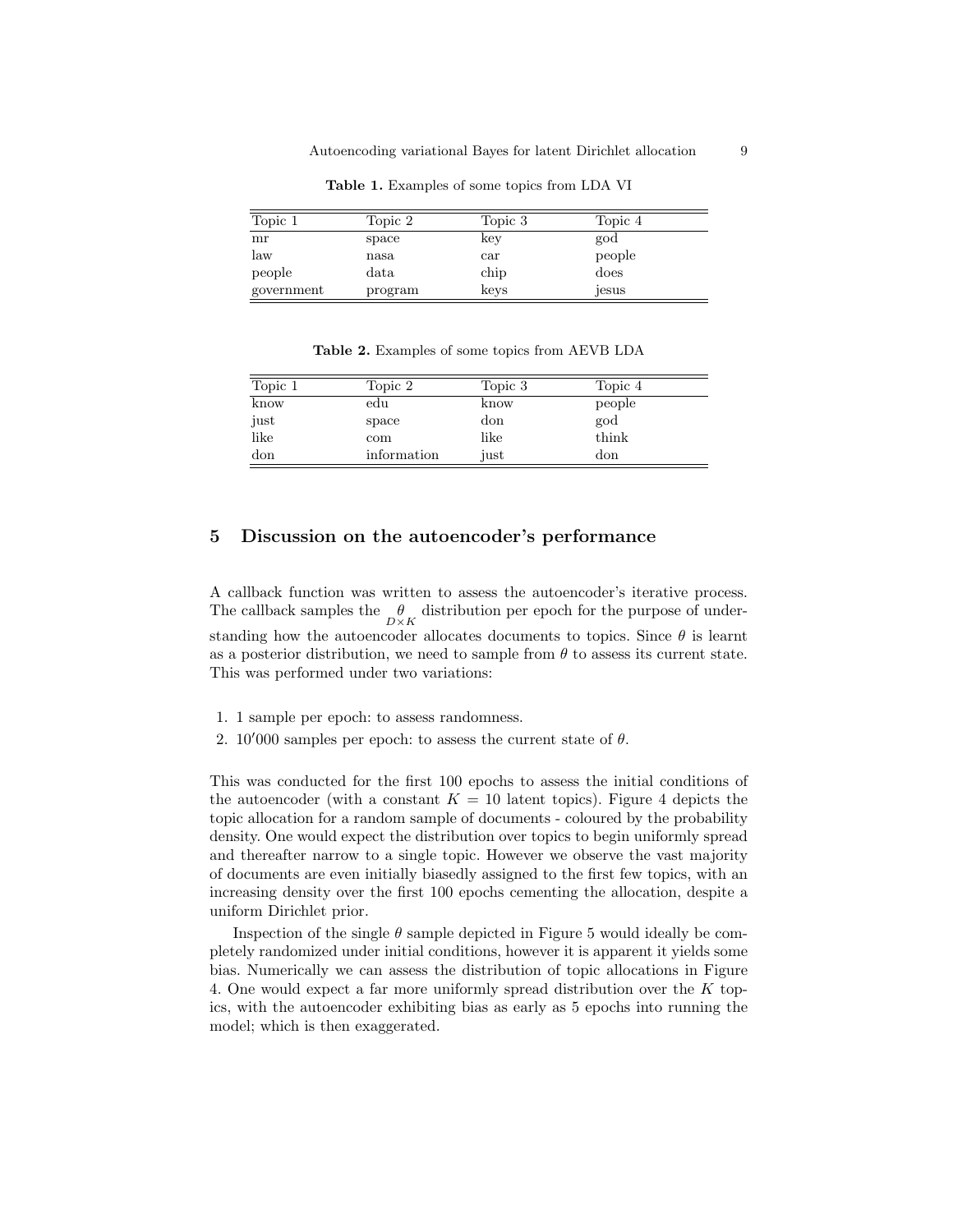**Table 1.** Examples of some topics from LDA VI

| Topic 1 | Topic 2 | Topic 3 | Topic 4 |
|---|---|---|---|
| mr | space | key | god |
| law | nasa | car | people |
| people | data | chip | does |
| government | program | keys | jesus |

**Table 2.** Examples of some topics from AEVB LDA

| Topic 1 | Topic 2 | Topic 3 | Topic 4 |
|---|---|---|---|
| know | edu | know | people |
| just | space | don | god |
| like | com | like | think |
| don | information | just | don |

## 5 Discussion on the autoencoder's performance

A callback function was written to assess the autoencoder's iterative process. The callback samples the $\underset{D\times K}{\theta}$ distribution per epoch for the purpose of understanding how the autoencoder allocates documents to topics. Since $\theta$ is learnt as a posterior distribution, we need to sample from $\theta$ to assess its current state. This was performed under two variations:

1. 1 sample per epoch: to assess randomness.
2. $10'000$ samples per epoch: to assess the current state of $\theta$.

This was conducted for the first 100 epochs to assess the initial conditions of the autoencoder (with a constant $K = 10$ latent topics). Figure 4 depicts the topic allocation for a random sample of documents - coloured by the probability density. One would expect the distribution over topics to begin uniformly spread and thereafter narrow to a single topic. However we observe the vast majority of documents are even initially biasedly assigned to the first few topics, with an increasing density over the first 100 epochs cementing the allocation, despite a uniform Dirichlet prior.

Inspection of the single $\theta$ sample depicted in Figure 5 would ideally be completely randomized under initial conditions, however it is apparent it yields some bias. Numerically we can assess the distribution of topic allocations in Figure 4. One would expect a far more uniformly spread distribution over the $K$ topics, with the autoencoder exhibiting bias as early as 5 epochs into running the model; which is then exaggerated.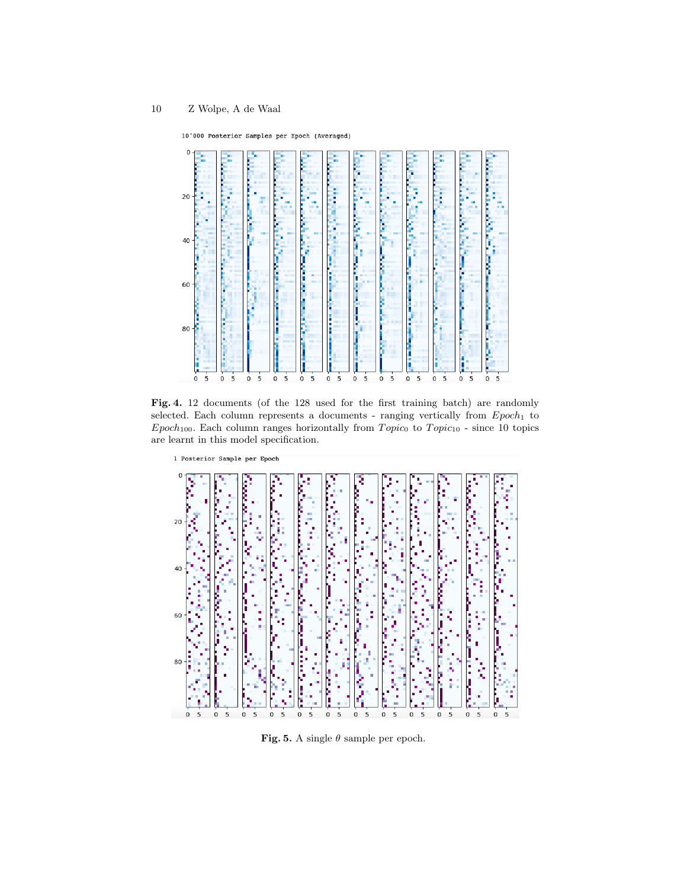10'000 Posterior Samples per Epoch (Averaged)

**Fig. 4.** 12 documents (of the 128 used for the first training batch) are randomly selected. Each column represents a documents - ranging vertically from $Epoch_1$ to $Epoch_{100}$. Each column ranges horizontally from $Topic_0$ to $Topic_{10}$ - since 10 topics are learnt in this model specification.

1 Posterior Sample per Epoch

**Fig. 5.** A single $\theta$ sample per epoch.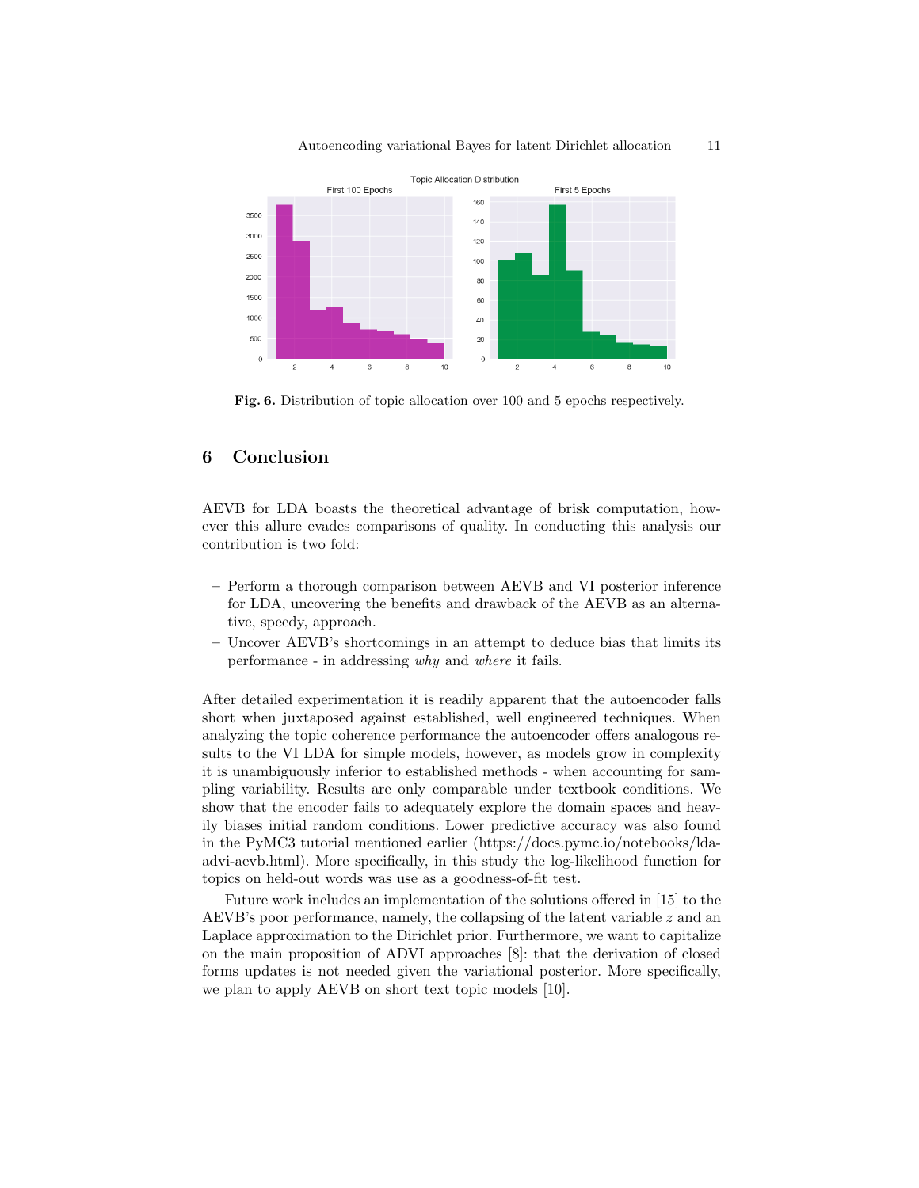Fig. 6. Distribution of topic allocation over 100 and 5 epochs respectively.

## 6 Conclusion

AEVB for LDA boasts the theoretical advantage of brisk computation, however this allure evades comparisons of quality. In conducting this analysis our contribution is two fold:

- Perform a thorough comparison between AEVB and VI posterior inference for LDA, uncovering the benefits and drawback of the AEVB as an alternative, speedy, approach.
- Uncover AEVB's shortcomings in an attempt to deduce bias that limits its performance - in addressing *why* and *where* it fails.

After detailed experimentation it is readily apparent that the autoencoder falls short when juxtaposed against established, well engineered techniques. When analyzing the topic coherence performance the autoencoder offers analogous results to the VI LDA for simple models, however, as models grow in complexity it is unambiguously inferior to established methods - when accounting for sampling variability. Results are only comparable under textbook conditions. We show that the encoder fails to adequately explore the domain spaces and heavily biases initial random conditions. Lower predictive accuracy was also found in the PyMC3 tutorial mentioned earlier (https://docs.pymc.io/notebooks/lda-advi-aevb.html). More specifically, in this study the log-likelihood function for topics on held-out words was use as a goodness-of-fit test.

Future work includes an implementation of the solutions offered in [15] to the AEVB's poor performance, namely, the collapsing of the latent variable $z$ and an Laplace approximation to the Dirichlet prior. Furthermore, we want to capitalize on the main proposition of ADVI approaches [8]: that the derivation of closed forms updates is not needed given the variational posterior. More specifically, we plan to apply AEVB on short text topic models [10].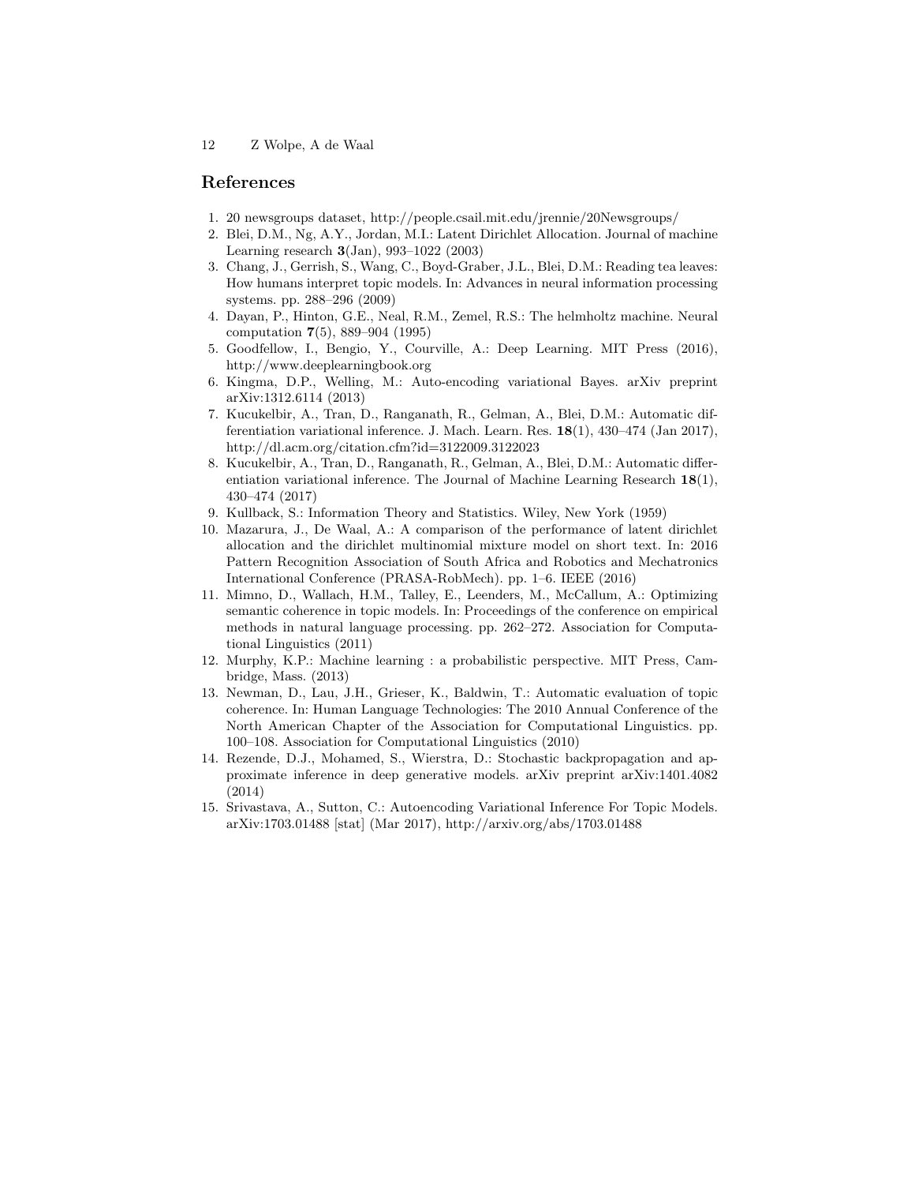## References

1. 20 newsgroups dataset, http://people.csail.mit.edu/jrennie/20Newsgroups/
2. Blei, D.M., Ng, A.Y., Jordan, M.I.: Latent Dirichlet Allocation. Journal of machine Learning research **3**(Jan), 993–1022 (2003)
3. Chang, J., Gerrish, S., Wang, C., Boyd-Graber, J.L., Blei, D.M.: Reading tea leaves: How humans interpret topic models. In: Advances in neural information processing systems. pp. 288–296 (2009)
4. Dayan, P., Hinton, G.E., Neal, R.M., Zemel, R.S.: The helmholtz machine. Neural computation **7**(5), 889–904 (1995)
5. Goodfellow, I., Bengio, Y., Courville, A.: Deep Learning. MIT Press (2016), http://www.deeplearningbook.org
6. Kingma, D.P., Welling, M.: Auto-encoding variational Bayes. arXiv preprint arXiv:1312.6114 (2013)
7. Kucukelbir, A., Tran, D., Ranganath, R., Gelman, A., Blei, D.M.: Automatic differentiation variational inference. J. Mach. Learn. Res. **18**(1), 430–474 (Jan 2017), http://dl.acm.org/citation.cfm?id=3122009.3122023
8. Kucukelbir, A., Tran, D., Ranganath, R., Gelman, A., Blei, D.M.: Automatic differentiation variational inference. The Journal of Machine Learning Research **18**(1), 430–474 (2017)
9. Kullback, S.: Information Theory and Statistics. Wiley, New York (1959)
10. Mazarura, J., De Waal, A.: A comparison of the performance of latent dirichlet allocation and the dirichlet multinomial mixture model on short text. In: 2016 Pattern Recognition Association of South Africa and Robotics and Mechatronics International Conference (PRASA-RobMech). pp. 1–6. IEEE (2016)
11. Mimno, D., Wallach, H.M., Talley, E., Leenders, M., McCallum, A.: Optimizing semantic coherence in topic models. In: Proceedings of the conference on empirical methods in natural language processing. pp. 262–272. Association for Computational Linguistics (2011)
12. Murphy, K.P.: Machine learning : a probabilistic perspective. MIT Press, Cambridge, Mass. (2013)
13. Newman, D., Lau, J.H., Grieser, K., Baldwin, T.: Automatic evaluation of topic coherence. In: Human Language Technologies: The 2010 Annual Conference of the North American Chapter of the Association for Computational Linguistics. pp. 100–108. Association for Computational Linguistics (2010)
14. Rezende, D.J., Mohamed, S., Wierstra, D.: Stochastic backpropagation and approximate inference in deep generative models. arXiv preprint arXiv:1401.4082 (2014)
15. Srivastava, A., Sutton, C.: Autoencoding Variational Inference For Topic Models. arXiv:1703.01488 [stat] (Mar 2017), http://arxiv.org/abs/1703.01488